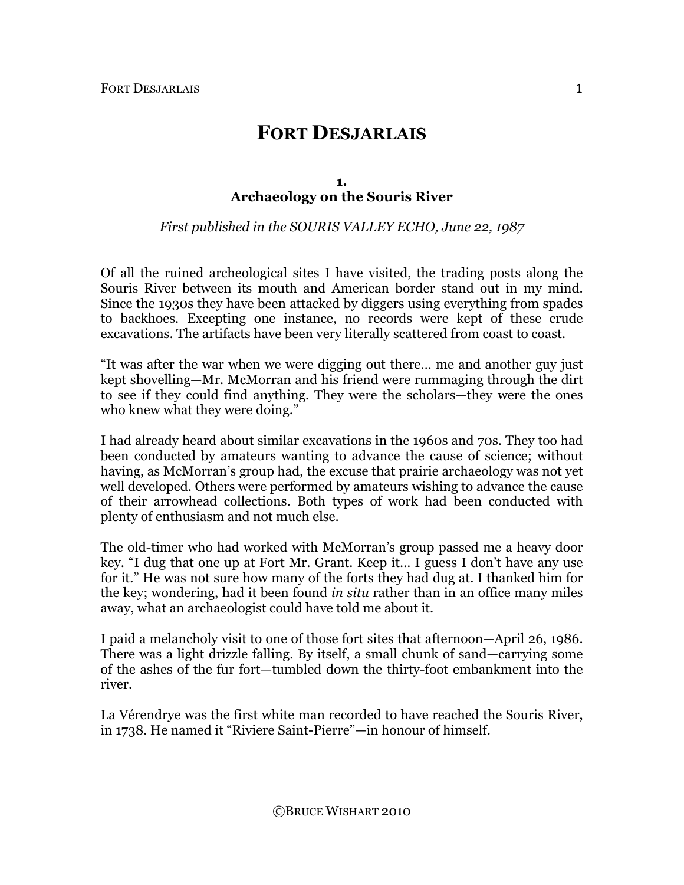# FORT DESJARLAIS

## 1.
## Archaeology on the Souris River

*First published in the SOURIS VALLEY ECHO, June 22, 1987*

Of all the ruined archeological sites I have visited, the trading posts along the Souris River between its mouth and American border stand out in my mind. Since the 1930s they have been attacked by diggers using everything from spades to backhoes. Excepting one instance, no records were kept of these crude excavations. The artifacts have been very literally scattered from coast to coast.

"It was after the war when we were digging out there… me and another guy just kept shovelling—Mr. McMorran and his friend were rummaging through the dirt to see if they could find anything. They were the scholars—they were the ones who knew what they were doing."

I had already heard about similar excavations in the 1960s and 70s. They too had been conducted by amateurs wanting to advance the cause of science; without having, as McMorran's group had, the excuse that prairie archaeology was not yet well developed. Others were performed by amateurs wishing to advance the cause of their arrowhead collections. Both types of work had been conducted with plenty of enthusiasm and not much else.

The old-timer who had worked with McMorran's group passed me a heavy door key. "I dug that one up at Fort Mr. Grant. Keep it… I guess I don't have any use for it." He was not sure how many of the forts they had dug at. I thanked him for the key; wondering, had it been found *in situ* rather than in an office many miles away, what an archaeologist could have told me about it.

I paid a melancholy visit to one of those fort sites that afternoon—April 26, 1986. There was a light drizzle falling. By itself, a small chunk of sand—carrying some of the ashes of the fur fort—tumbled down the thirty-foot embankment into the river.

La Vérendrye was the first white man recorded to have reached the Souris River, in 1738. He named it "Riviere Saint-Pierre"—in honour of himself.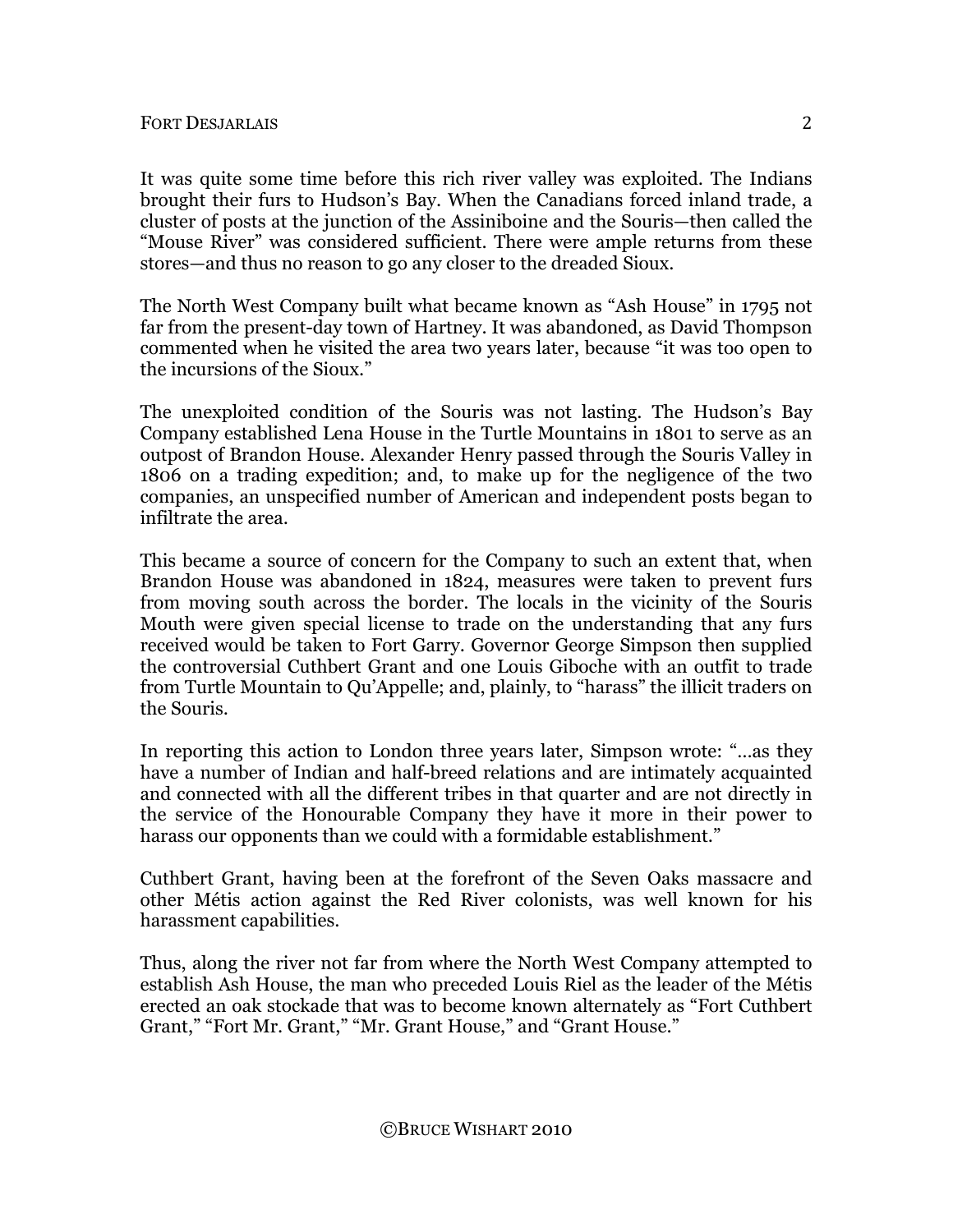It was quite some time before this rich river valley was exploited. The Indians brought their furs to Hudson's Bay. When the Canadians forced inland trade, a cluster of posts at the junction of the Assiniboine and the Souris—then called the "Mouse River" was considered sufficient. There were ample returns from these stores—and thus no reason to go any closer to the dreaded Sioux.

The North West Company built what became known as "Ash House" in 1795 not far from the present-day town of Hartney. It was abandoned, as David Thompson commented when he visited the area two years later, because "it was too open to the incursions of the Sioux."

The unexploited condition of the Souris was not lasting. The Hudson's Bay Company established Lena House in the Turtle Mountains in 1801 to serve as an outpost of Brandon House. Alexander Henry passed through the Souris Valley in 1806 on a trading expedition; and, to make up for the negligence of the two companies, an unspecified number of American and independent posts began to infiltrate the area.

This became a source of concern for the Company to such an extent that, when Brandon House was abandoned in 1824, measures were taken to prevent furs from moving south across the border. The locals in the vicinity of the Souris Mouth were given special license to trade on the understanding that any furs received would be taken to Fort Garry. Governor George Simpson then supplied the controversial Cuthbert Grant and one Louis Giboche with an outfit to trade from Turtle Mountain to Qu'Appelle; and, plainly, to "harass" the illicit traders on the Souris.

In reporting this action to London three years later, Simpson wrote: "…as they have a number of Indian and half-breed relations and are intimately acquainted and connected with all the different tribes in that quarter and are not directly in the service of the Honourable Company they have it more in their power to harass our opponents than we could with a formidable establishment."

Cuthbert Grant, having been at the forefront of the Seven Oaks massacre and other Métis action against the Red River colonists, was well known for his harassment capabilities.

Thus, along the river not far from where the North West Company attempted to establish Ash House, the man who preceded Louis Riel as the leader of the Métis erected an oak stockade that was to become known alternately as "Fort Cuthbert Grant," "Fort Mr. Grant," "Mr. Grant House," and "Grant House."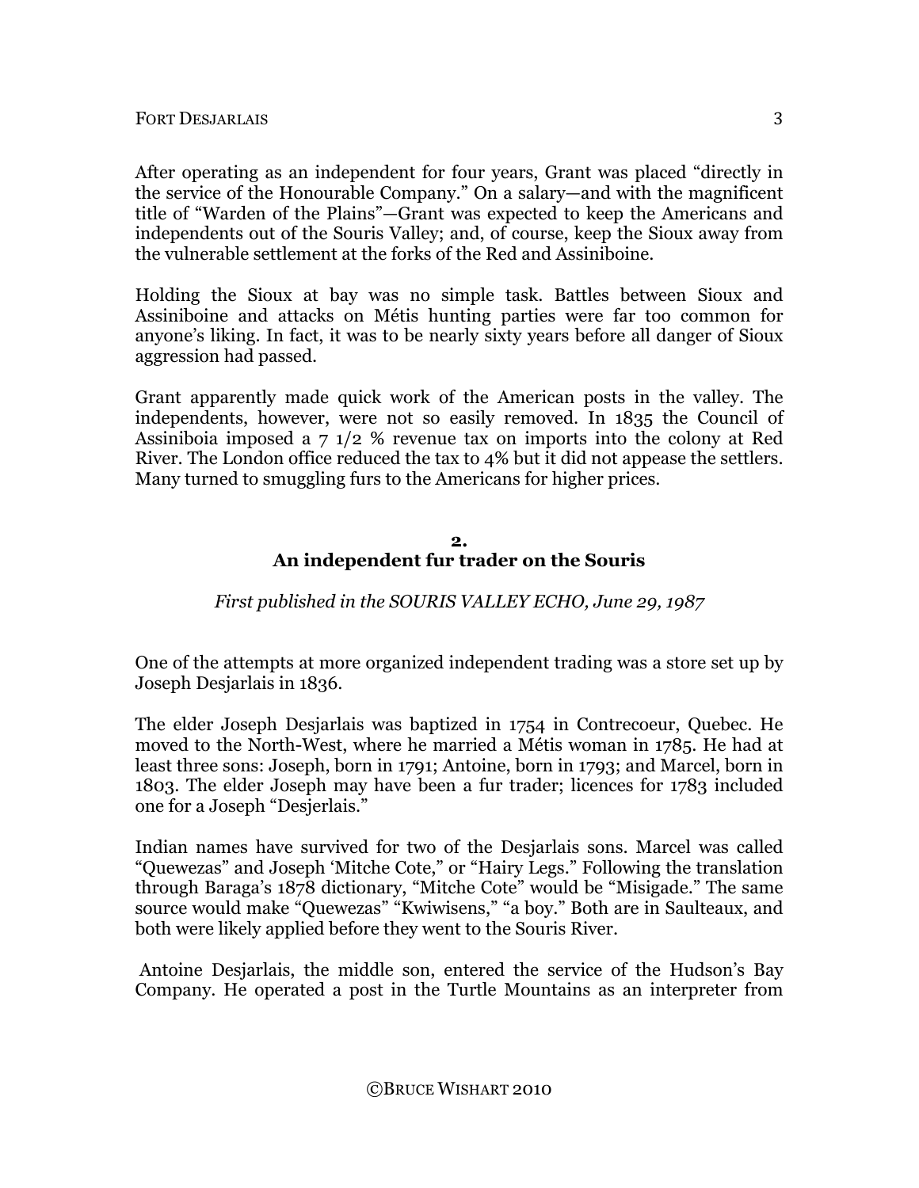After operating as an independent for four years, Grant was placed "directly in the service of the Honourable Company." On a salary—and with the magnificent title of "Warden of the Plains"—Grant was expected to keep the Americans and independents out of the Souris Valley; and, of course, keep the Sioux away from the vulnerable settlement at the forks of the Red and Assiniboine.

Holding the Sioux at bay was no simple task. Battles between Sioux and Assiniboine and attacks on Métis hunting parties were far too common for anyone's liking. In fact, it was to be nearly sixty years before all danger of Sioux aggression had passed.

Grant apparently made quick work of the American posts in the valley. The independents, however, were not so easily removed. In 1835 the Council of Assiniboia imposed a 7 1/2 % revenue tax on imports into the colony at Red River. The London office reduced the tax to 4% but it did not appease the settlers. Many turned to smuggling furs to the Americans for higher prices.

## 2.
## An independent fur trader on the Souris

*First published in the SOURIS VALLEY ECHO, June 29, 1987*

One of the attempts at more organized independent trading was a store set up by Joseph Desjarlais in 1836.

The elder Joseph Desjarlais was baptized in 1754 in Contrecoeur, Quebec. He moved to the North-West, where he married a Métis woman in 1785. He had at least three sons: Joseph, born in 1791; Antoine, born in 1793; and Marcel, born in 1803. The elder Joseph may have been a fur trader; licences for 1783 included one for a Joseph "Desjerlais."

Indian names have survived for two of the Desjarlais sons. Marcel was called "Quewezas" and Joseph 'Mitche Cote," or "Hairy Legs." Following the translation through Baraga's 1878 dictionary, "Mitche Cote" would be "Misigade." The same source would make "Quewezas" "Kwiwisens," "a boy." Both are in Saulteaux, and both were likely applied before they went to the Souris River.

Antoine Desjarlais, the middle son, entered the service of the Hudson's Bay Company. He operated a post in the Turtle Mountains as an interpreter from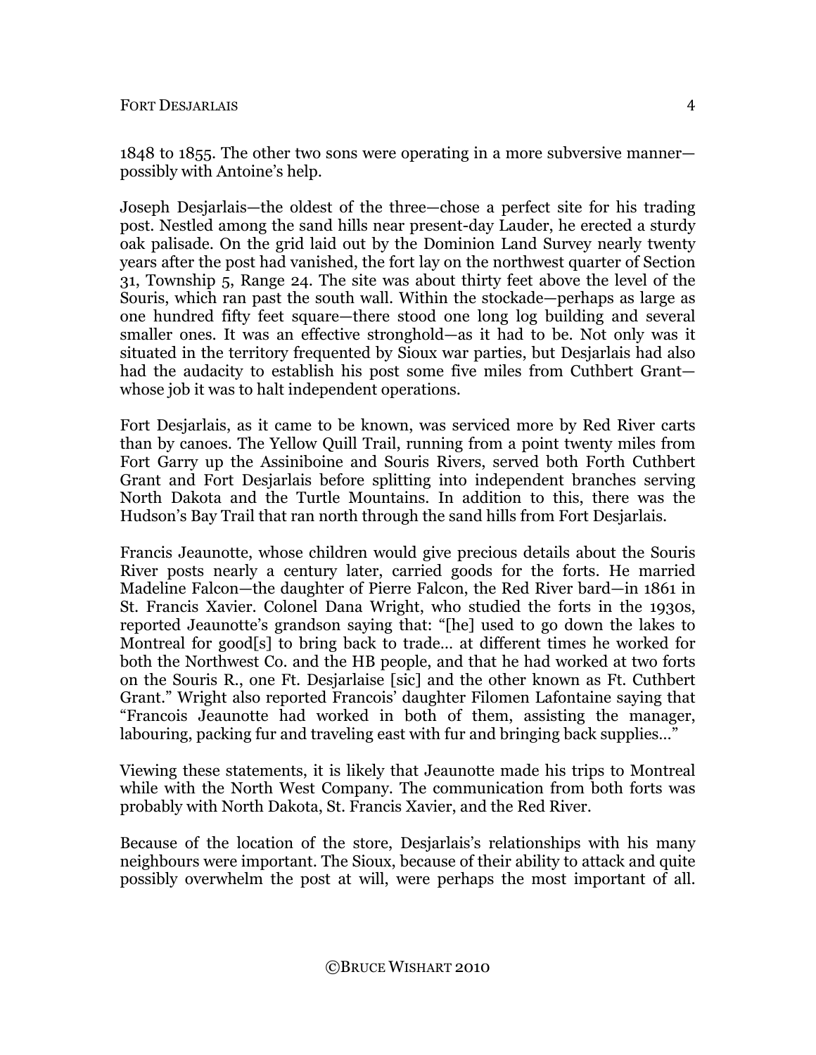1848 to 1855. The other two sons were operating in a more subversive manner—possibly with Antoine's help.

Joseph Desjarlais—the oldest of the three—chose a perfect site for his trading post. Nestled among the sand hills near present-day Lauder, he erected a sturdy oak palisade. On the grid laid out by the Dominion Land Survey nearly twenty years after the post had vanished, the fort lay on the northwest quarter of Section 31, Township 5, Range 24. The site was about thirty feet above the level of the Souris, which ran past the south wall. Within the stockade—perhaps as large as one hundred fifty feet square—there stood one long log building and several smaller ones. It was an effective stronghold—as it had to be. Not only was it situated in the territory frequented by Sioux war parties, but Desjarlais had also had the audacity to establish his post some five miles from Cuthbert Grant—whose job it was to halt independent operations.

Fort Desjarlais, as it came to be known, was serviced more by Red River carts than by canoes. The Yellow Quill Trail, running from a point twenty miles from Fort Garry up the Assiniboine and Souris Rivers, served both Forth Cuthbert Grant and Fort Desjarlais before splitting into independent branches serving North Dakota and the Turtle Mountains. In addition to this, there was the Hudson's Bay Trail that ran north through the sand hills from Fort Desjarlais.

Francis Jeaunotte, whose children would give precious details about the Souris River posts nearly a century later, carried goods for the forts. He married Madeline Falcon—the daughter of Pierre Falcon, the Red River bard—in 1861 in St. Francis Xavier. Colonel Dana Wright, who studied the forts in the 1930s, reported Jeaunotte's grandson saying that: "[he] used to go down the lakes to Montreal for good[s] to bring back to trade… at different times he worked for both the Northwest Co. and the HB people, and that he had worked at two forts on the Souris R., one Ft. Desjarlaise [sic] and the other known as Ft. Cuthbert Grant." Wright also reported Francois' daughter Filomen Lafontaine saying that "Francois Jeaunotte had worked in both of them, assisting the manager, labouring, packing fur and traveling east with fur and bringing back supplies…"

Viewing these statements, it is likely that Jeaunotte made his trips to Montreal while with the North West Company. The communication from both forts was probably with North Dakota, St. Francis Xavier, and the Red River.

Because of the location of the store, Desjarlais's relationships with his many neighbours were important. The Sioux, because of their ability to attack and quite possibly overwhelm the post at will, were perhaps the most important of all.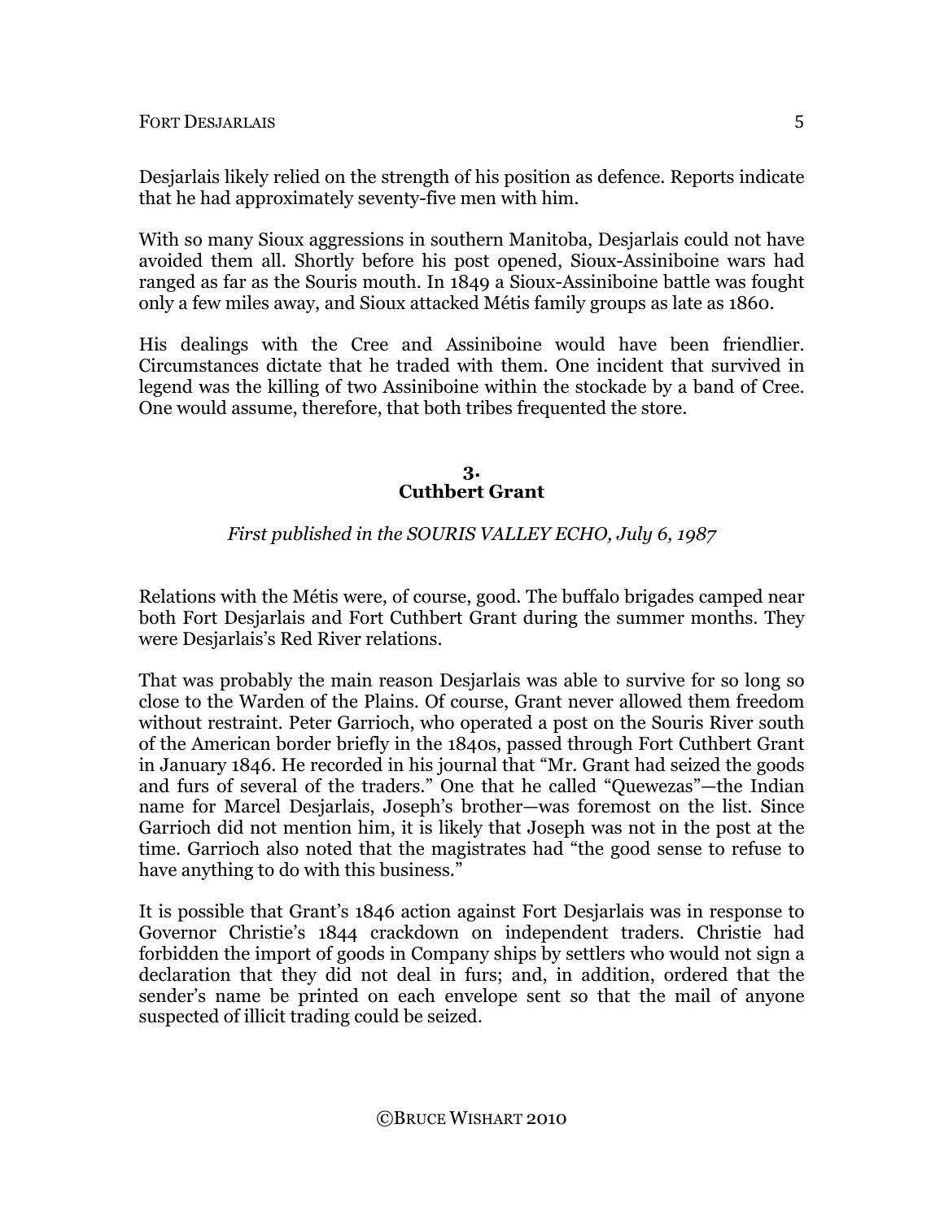Desjarlais likely relied on the strength of his position as defence. Reports indicate that he had approximately seventy-five men with him.

With so many Sioux aggressions in southern Manitoba, Desjarlais could not have avoided them all. Shortly before his post opened, Sioux-Assiniboine wars had ranged as far as the Souris mouth. In 1849 a Sioux-Assiniboine battle was fought only a few miles away, and Sioux attacked Métis family groups as late as 1860.

His dealings with the Cree and Assiniboine would have been friendlier. Circumstances dictate that he traded with them. One incident that survived in legend was the killing of two Assiniboine within the stockade by a band of Cree. One would assume, therefore, that both tribes frequented the store.

## 3. Cuthbert Grant

*First published in the SOURIS VALLEY ECHO, July 6, 1987*

Relations with the Métis were, of course, good. The buffalo brigades camped near both Fort Desjarlais and Fort Cuthbert Grant during the summer months. They were Desjarlais's Red River relations.

That was probably the main reason Desjarlais was able to survive for so long so close to the Warden of the Plains. Of course, Grant never allowed them freedom without restraint. Peter Garrioch, who operated a post on the Souris River south of the American border briefly in the 1840s, passed through Fort Cuthbert Grant in January 1846. He recorded in his journal that "Mr. Grant had seized the goods and furs of several of the traders." One that he called "Quewezas"—the Indian name for Marcel Desjarlais, Joseph's brother—was foremost on the list. Since Garrioch did not mention him, it is likely that Joseph was not in the post at the time. Garrioch also noted that the magistrates had "the good sense to refuse to have anything to do with this business."

It is possible that Grant's 1846 action against Fort Desjarlais was in response to Governor Christie's 1844 crackdown on independent traders. Christie had forbidden the import of goods in Company ships by settlers who would not sign a declaration that they did not deal in furs; and, in addition, ordered that the sender's name be printed on each envelope sent so that the mail of anyone suspected of illicit trading could be seized.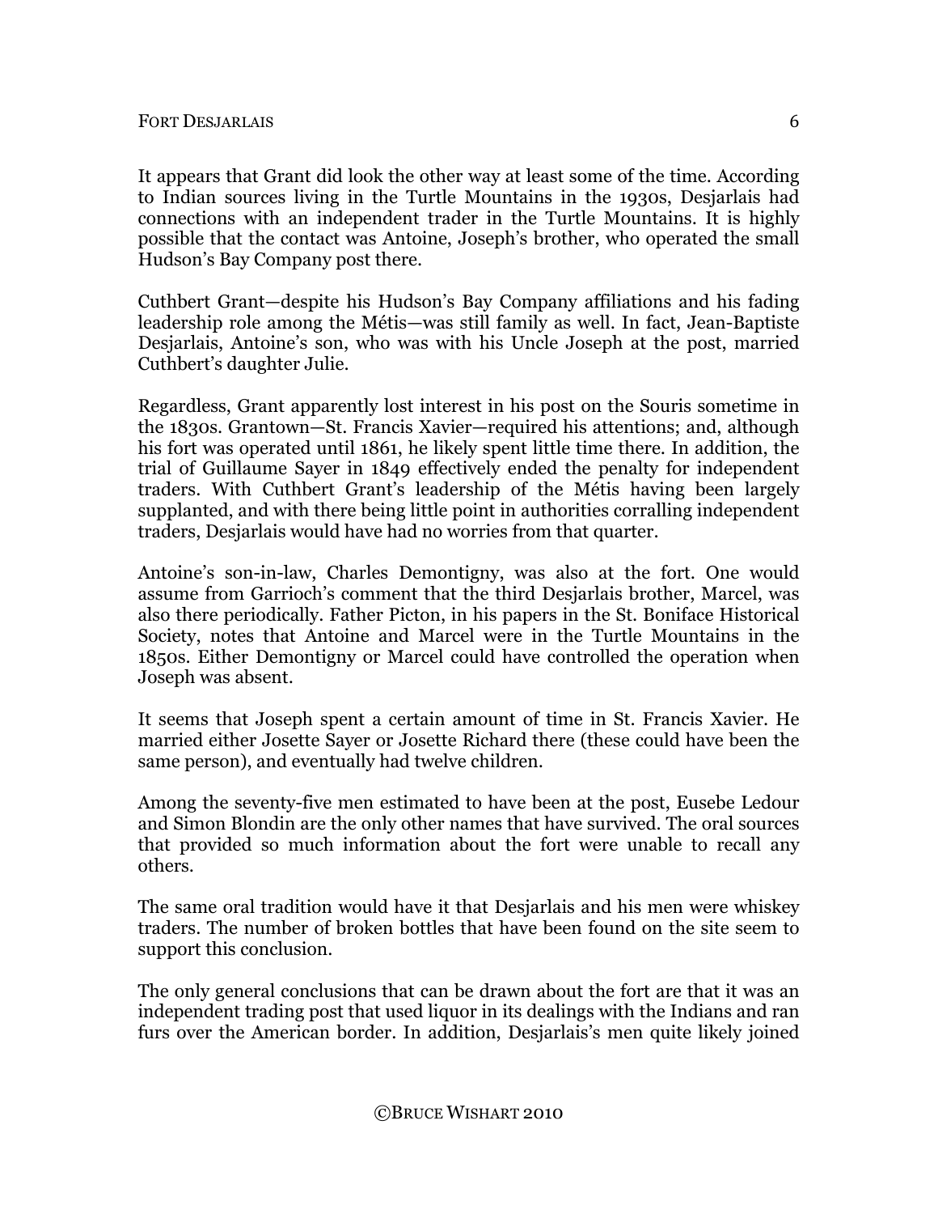It appears that Grant did look the other way at least some of the time. According to Indian sources living in the Turtle Mountains in the 1930s, Desjarlais had connections with an independent trader in the Turtle Mountains. It is highly possible that the contact was Antoine, Joseph's brother, who operated the small Hudson's Bay Company post there.

Cuthbert Grant—despite his Hudson's Bay Company affiliations and his fading leadership role among the Métis—was still family as well. In fact, Jean-Baptiste Desjarlais, Antoine's son, who was with his Uncle Joseph at the post, married Cuthbert's daughter Julie.

Regardless, Grant apparently lost interest in his post on the Souris sometime in the 1830s. Grantown—St. Francis Xavier—required his attentions; and, although his fort was operated until 1861, he likely spent little time there. In addition, the trial of Guillaume Sayer in 1849 effectively ended the penalty for independent traders. With Cuthbert Grant's leadership of the Métis having been largely supplanted, and with there being little point in authorities corralling independent traders, Desjarlais would have had no worries from that quarter.

Antoine's son-in-law, Charles Demontigny, was also at the fort. One would assume from Garrioch's comment that the third Desjarlais brother, Marcel, was also there periodically. Father Picton, in his papers in the St. Boniface Historical Society, notes that Antoine and Marcel were in the Turtle Mountains in the 1850s. Either Demontigny or Marcel could have controlled the operation when Joseph was absent.

It seems that Joseph spent a certain amount of time in St. Francis Xavier. He married either Josette Sayer or Josette Richard there (these could have been the same person), and eventually had twelve children.

Among the seventy-five men estimated to have been at the post, Eusebe Ledour and Simon Blondin are the only other names that have survived. The oral sources that provided so much information about the fort were unable to recall any others.

The same oral tradition would have it that Desjarlais and his men were whiskey traders. The number of broken bottles that have been found on the site seem to support this conclusion.

The only general conclusions that can be drawn about the fort are that it was an independent trading post that used liquor in its dealings with the Indians and ran furs over the American border. In addition, Desjarlais's men quite likely joined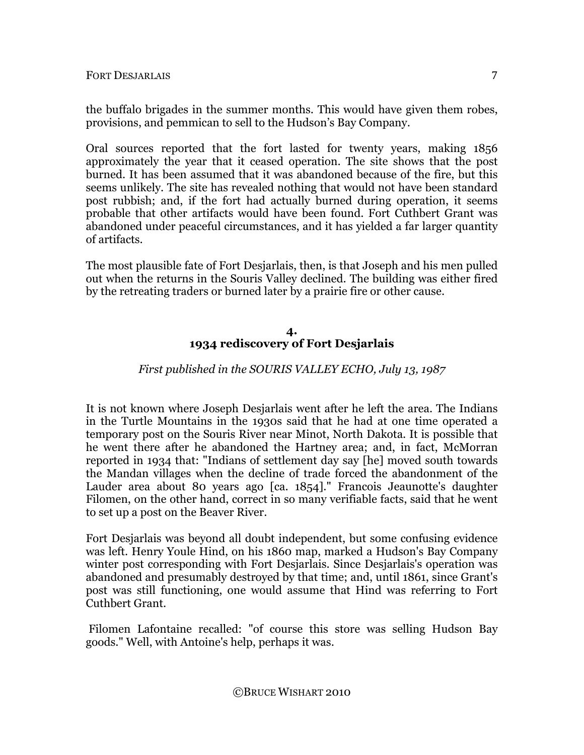the buffalo brigades in the summer months. This would have given them robes, provisions, and pemmican to sell to the Hudson's Bay Company.

Oral sources reported that the fort lasted for twenty years, making 1856 approximately the year that it ceased operation. The site shows that the post burned. It has been assumed that it was abandoned because of the fire, but this seems unlikely. The site has revealed nothing that would not have been standard post rubbish; and, if the fort had actually burned during operation, it seems probable that other artifacts would have been found. Fort Cuthbert Grant was abandoned under peaceful circumstances, and it has yielded a far larger quantity of artifacts.

The most plausible fate of Fort Desjarlais, then, is that Joseph and his men pulled out when the returns in the Souris Valley declined. The building was either fired by the retreating traders or burned later by a prairie fire or other cause.

## 4. 1934 rediscovery of Fort Desjarlais

*First published in the SOURIS VALLEY ECHO, July 13, 1987*

It is not known where Joseph Desjarlais went after he left the area. The Indians in the Turtle Mountains in the 1930s said that he had at one time operated a temporary post on the Souris River near Minot, North Dakota. It is possible that he went there after he abandoned the Hartney area; and, in fact, McMorran reported in 1934 that: "Indians of settlement day say [he] moved south towards the Mandan villages when the decline of trade forced the abandonment of the Lauder area about 80 years ago [ca. 1854]." Francois Jeaunotte's daughter Filomen, on the other hand, correct in so many verifiable facts, said that he went to set up a post on the Beaver River.

Fort Desjarlais was beyond all doubt independent, but some confusing evidence was left. Henry Youle Hind, on his 1860 map, marked a Hudson's Bay Company winter post corresponding with Fort Desjarlais. Since Desjarlais's operation was abandoned and presumably destroyed by that time; and, until 1861, since Grant's post was still functioning, one would assume that Hind was referring to Fort Cuthbert Grant.

Filomen Lafontaine recalled: "of course this store was selling Hudson Bay goods." Well, with Antoine's help, perhaps it was.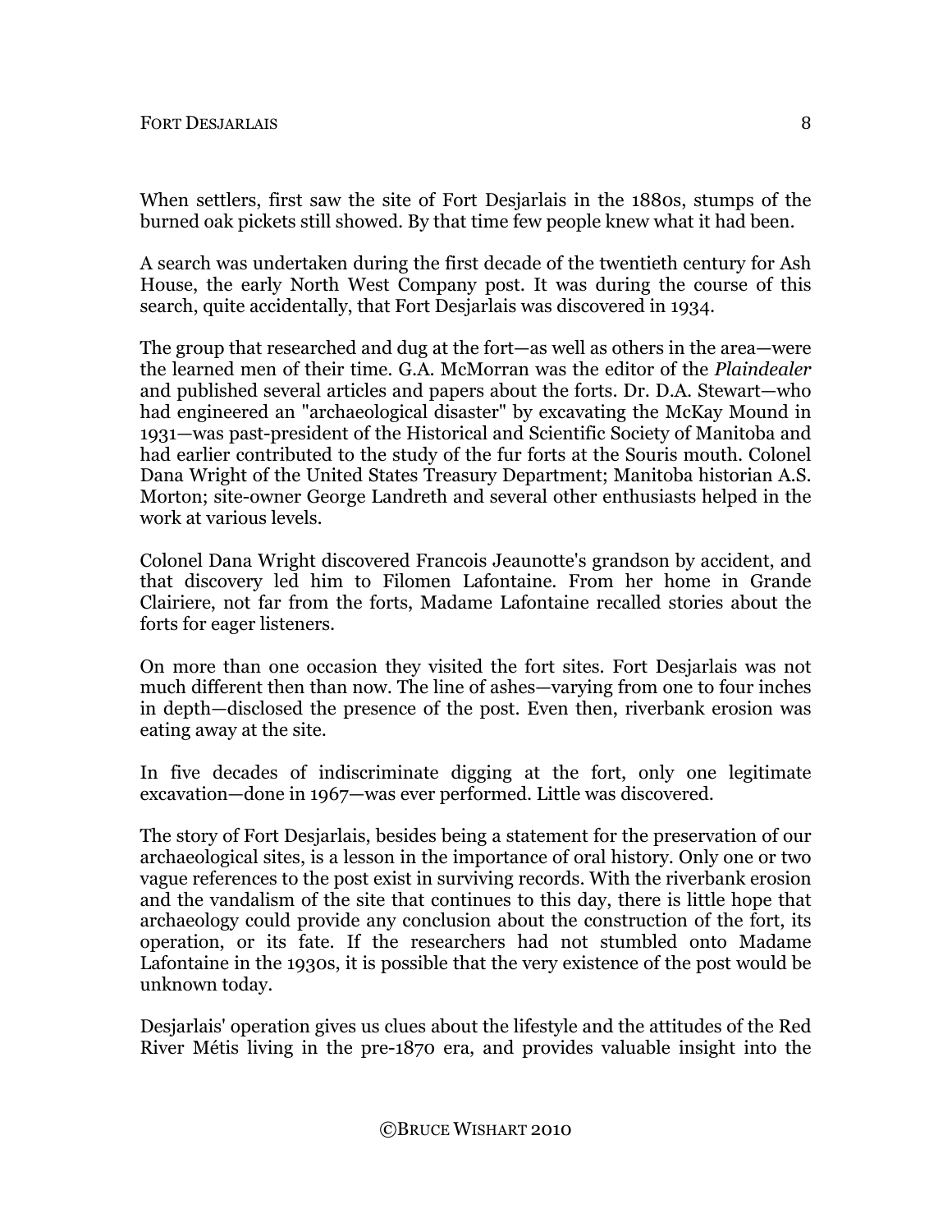When settlers, first saw the site of Fort Desjarlais in the 1880s, stumps of the burned oak pickets still showed. By that time few people knew what it had been.

A search was undertaken during the first decade of the twentieth century for Ash House, the early North West Company post. It was during the course of this search, quite accidentally, that Fort Desjarlais was discovered in 1934.

The group that researched and dug at the fort—as well as others in the area—were the learned men of their time. G.A. McMorran was the editor of the *Plaindealer* and published several articles and papers about the forts. Dr. D.A. Stewart—who had engineered an "archaeological disaster" by excavating the McKay Mound in 1931—was past-president of the Historical and Scientific Society of Manitoba and had earlier contributed to the study of the fur forts at the Souris mouth. Colonel Dana Wright of the United States Treasury Department; Manitoba historian A.S. Morton; site-owner George Landreth and several other enthusiasts helped in the work at various levels.

Colonel Dana Wright discovered Francois Jeaunotte's grandson by accident, and that discovery led him to Filomen Lafontaine. From her home in Grande Clairiere, not far from the forts, Madame Lafontaine recalled stories about the forts for eager listeners.

On more than one occasion they visited the fort sites. Fort Desjarlais was not much different then than now. The line of ashes—varying from one to four inches in depth—disclosed the presence of the post. Even then, riverbank erosion was eating away at the site.

In five decades of indiscriminate digging at the fort, only one legitimate excavation—done in 1967—was ever performed. Little was discovered.

The story of Fort Desjarlais, besides being a statement for the preservation of our archaeological sites, is a lesson in the importance of oral history. Only one or two vague references to the post exist in surviving records. With the riverbank erosion and the vandalism of the site that continues to this day, there is little hope that archaeology could provide any conclusion about the construction of the fort, its operation, or its fate. If the researchers had not stumbled onto Madame Lafontaine in the 1930s, it is possible that the very existence of the post would be unknown today.

Desjarlais' operation gives us clues about the lifestyle and the attitudes of the Red River Métis living in the pre-1870 era, and provides valuable insight into the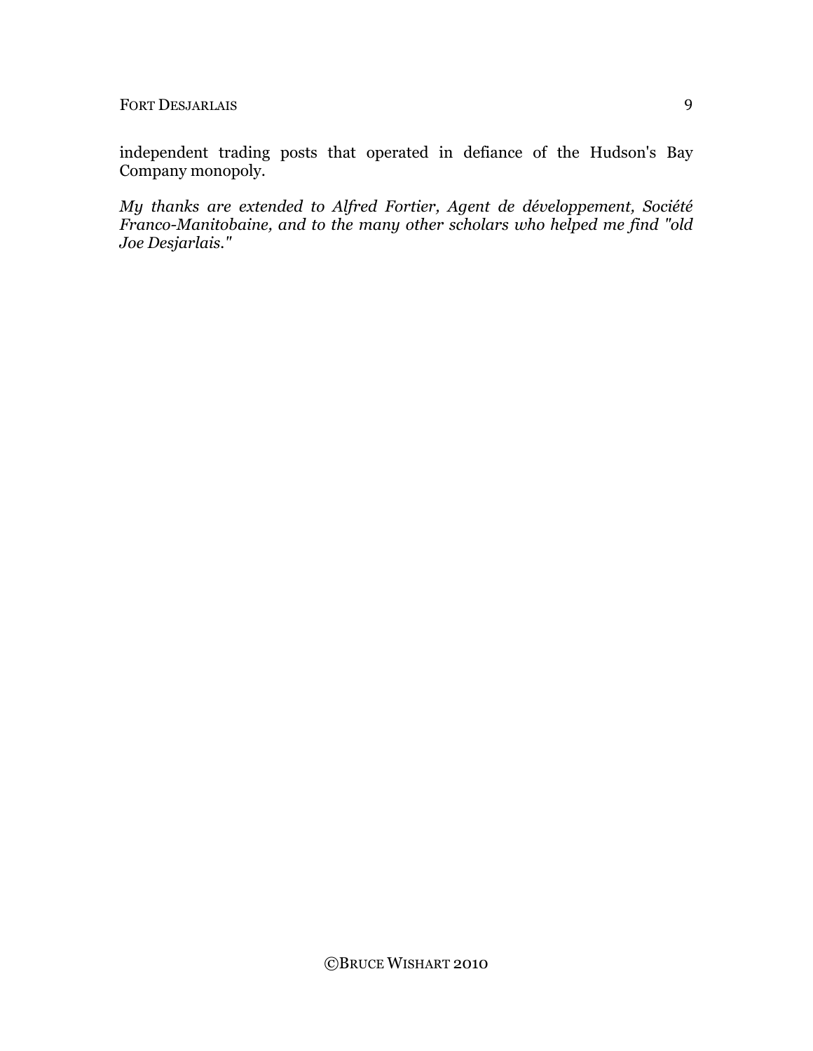independent trading posts that operated in defiance of the Hudson's Bay Company monopoly.

*My thanks are extended to Alfred Fortier, Agent de développement, Société Franco-Manitobaine, and to the many other scholars who helped me find "old Joe Desjarlais."*